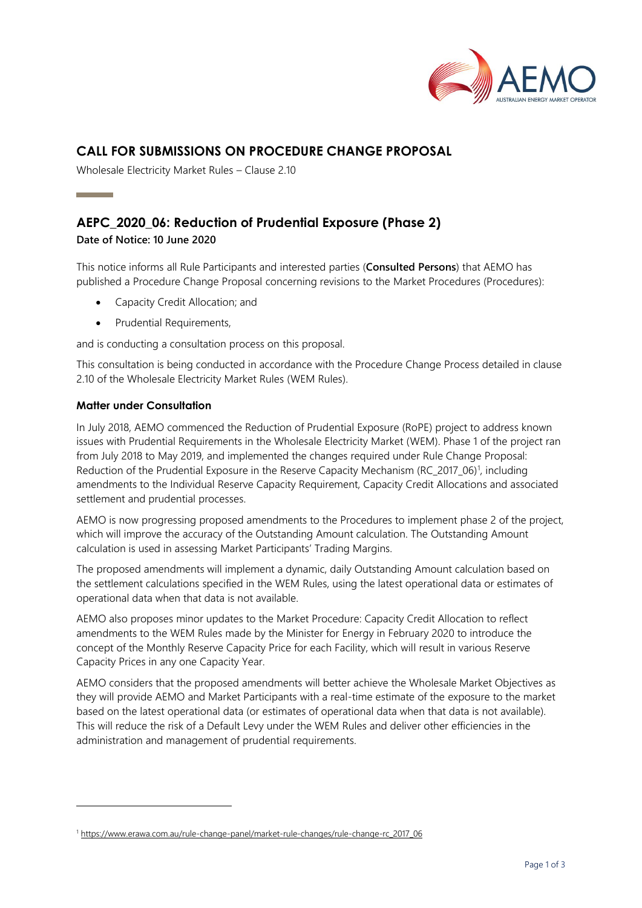# CALL FOR SUBMISSIONS ON PROCEDURE CHANGE PROPOSAL

Wholesale Electricity Market Rules – Clause 2.10

## AEPC_2020_06: Reduction of Prudential Exposure (Phase 2)

**Date of Notice: 10 June 2020**

This notice informs all Rule Participants and interested parties (**Consulted Persons**) that AEMO has published a Procedure Change Proposal concerning revisions to the Market Procedures (Procedures):

- Capacity Credit Allocation; and
- Prudential Requirements,

and is conducting a consultation process on this proposal.

This consultation is being conducted in accordance with the Procedure Change Process detailed in clause 2.10 of the Wholesale Electricity Market Rules (WEM Rules).

### Matter under Consultation

In July 2018, AEMO commenced the Reduction of Prudential Exposure (RoPE) project to address known issues with Prudential Requirements in the Wholesale Electricity Market (WEM). Phase 1 of the project ran from July 2018 to May 2019, and implemented the changes required under Rule Change Proposal: Reduction of the Prudential Exposure in the Reserve Capacity Mechanism (RC_2017_06)[1], including amendments to the Individual Reserve Capacity Requirement, Capacity Credit Allocations and associated settlement and prudential processes.

AEMO is now progressing proposed amendments to the Procedures to implement phase 2 of the project, which will improve the accuracy of the Outstanding Amount calculation. The Outstanding Amount calculation is used in assessing Market Participants' Trading Margins.

The proposed amendments will implement a dynamic, daily Outstanding Amount calculation based on the settlement calculations specified in the WEM Rules, using the latest operational data or estimates of operational data when that data is not available.

AEMO also proposes minor updates to the Market Procedure: Capacity Credit Allocation to reflect amendments to the WEM Rules made by the Minister for Energy in February 2020 to introduce the concept of the Monthly Reserve Capacity Price for each Facility, which will result in various Reserve Capacity Prices in any one Capacity Year.

AEMO considers that the proposed amendments will better achieve the Wholesale Market Objectives as they will provide AEMO and Market Participants with a real-time estimate of the exposure to the market based on the latest operational data (or estimates of operational data when that data is not available). This will reduce the risk of a Default Levy under the WEM Rules and deliver other efficiencies in the administration and management of prudential requirements.

---

[1] https://www.erawa.com.au/rule-change-panel/market-rule-changes/rule-change-rc_2017_06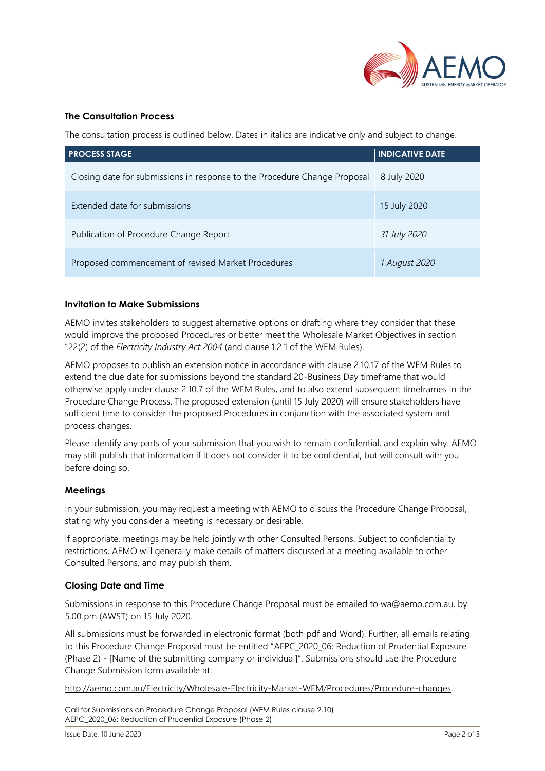### The Consultation Process

The consultation process is outlined below. Dates in italics are indicative only and subject to change.

| PROCESS STAGE | INDICATIVE DATE |
|---|---|
| Closing date for submissions in response to the Procedure Change Proposal | 8 July 2020 |
| Extended date for submissions | 15 July 2020 |
| Publication of Procedure Change Report | *31 July 2020* |
| Proposed commencement of revised Market Procedures | *1 August 2020* |

### Invitation to Make Submissions

AEMO invites stakeholders to suggest alternative options or drafting where they consider that these would improve the proposed Procedures or better meet the Wholesale Market Objectives in section 122(2) of the *Electricity Industry Act 2004* (and clause 1.2.1 of the WEM Rules).

AEMO proposes to publish an extension notice in accordance with clause 2.10.17 of the WEM Rules to extend the due date for submissions beyond the standard 20-Business Day timeframe that would otherwise apply under clause 2.10.7 of the WEM Rules, and to also extend subsequent timeframes in the Procedure Change Process. The proposed extension (until 15 July 2020) will ensure stakeholders have sufficient time to consider the proposed Procedures in conjunction with the associated system and process changes.

Please identify any parts of your submission that you wish to remain confidential, and explain why. AEMO may still publish that information if it does not consider it to be confidential, but will consult with you before doing so.

### Meetings

In your submission, you may request a meeting with AEMO to discuss the Procedure Change Proposal, stating why you consider a meeting is necessary or desirable.

If appropriate, meetings may be held jointly with other Consulted Persons. Subject to confidentiality restrictions, AEMO will generally make details of matters discussed at a meeting available to other Consulted Persons, and may publish them.

### Closing Date and Time

Submissions in response to this Procedure Change Proposal must be emailed to wa@aemo.com.au, by 5.00 pm (AWST) on 15 July 2020.

All submissions must be forwarded in electronic format (both pdf and Word). Further, all emails relating to this Procedure Change Proposal must be entitled "AEPC_2020_06: Reduction of Prudential Exposure (Phase 2) - [Name of the submitting company or individual]". Submissions should use the Procedure Change Submission form available at:

http://aemo.com.au/Electricity/Wholesale-Electricity-Market-WEM/Procedures/Procedure-changes.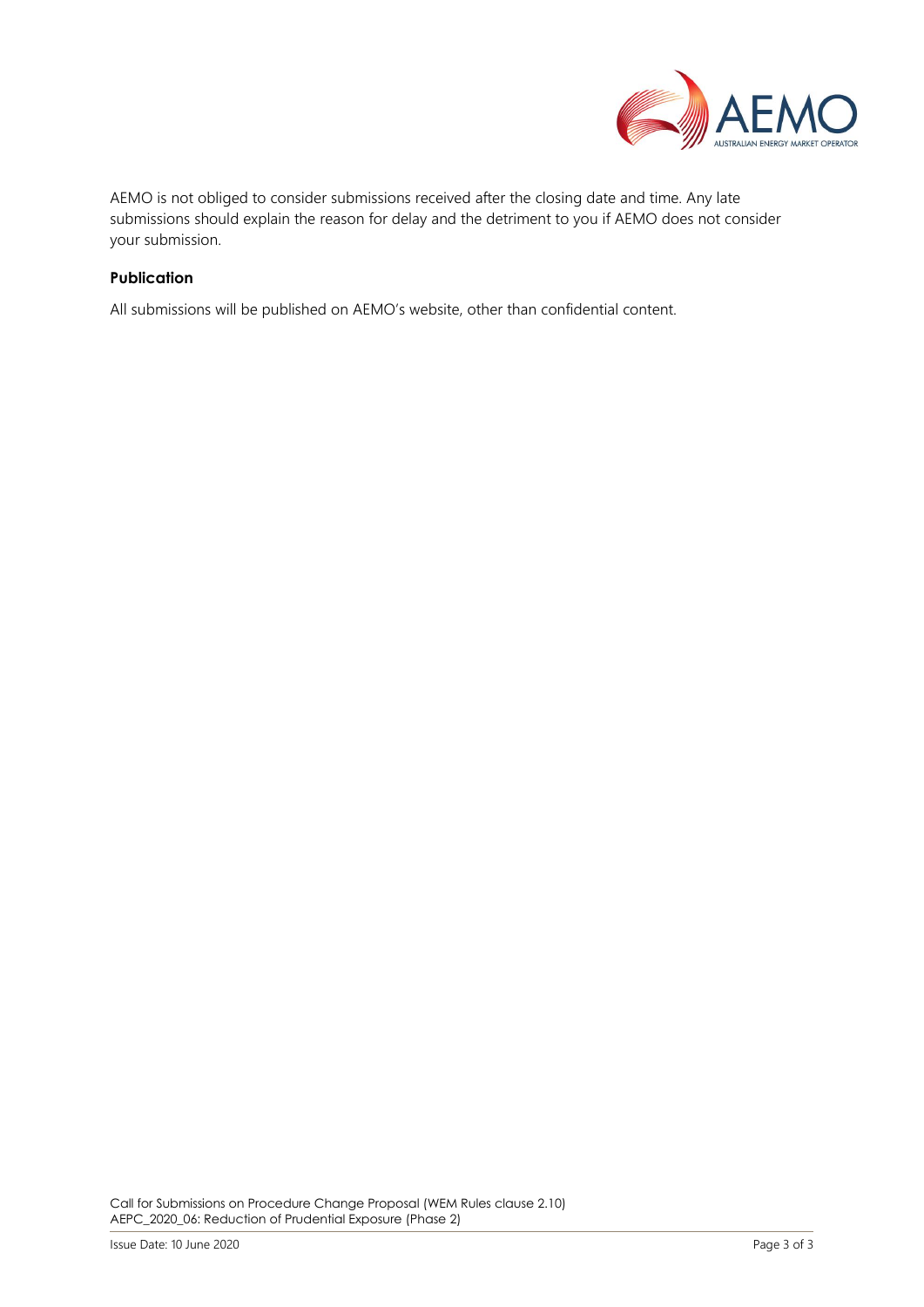AEMO is not obliged to consider submissions received after the closing date and time. Any late submissions should explain the reason for delay and the detriment to you if AEMO does not consider your submission.

### Publication

All submissions will be published on AEMO's website, other than confidential content.